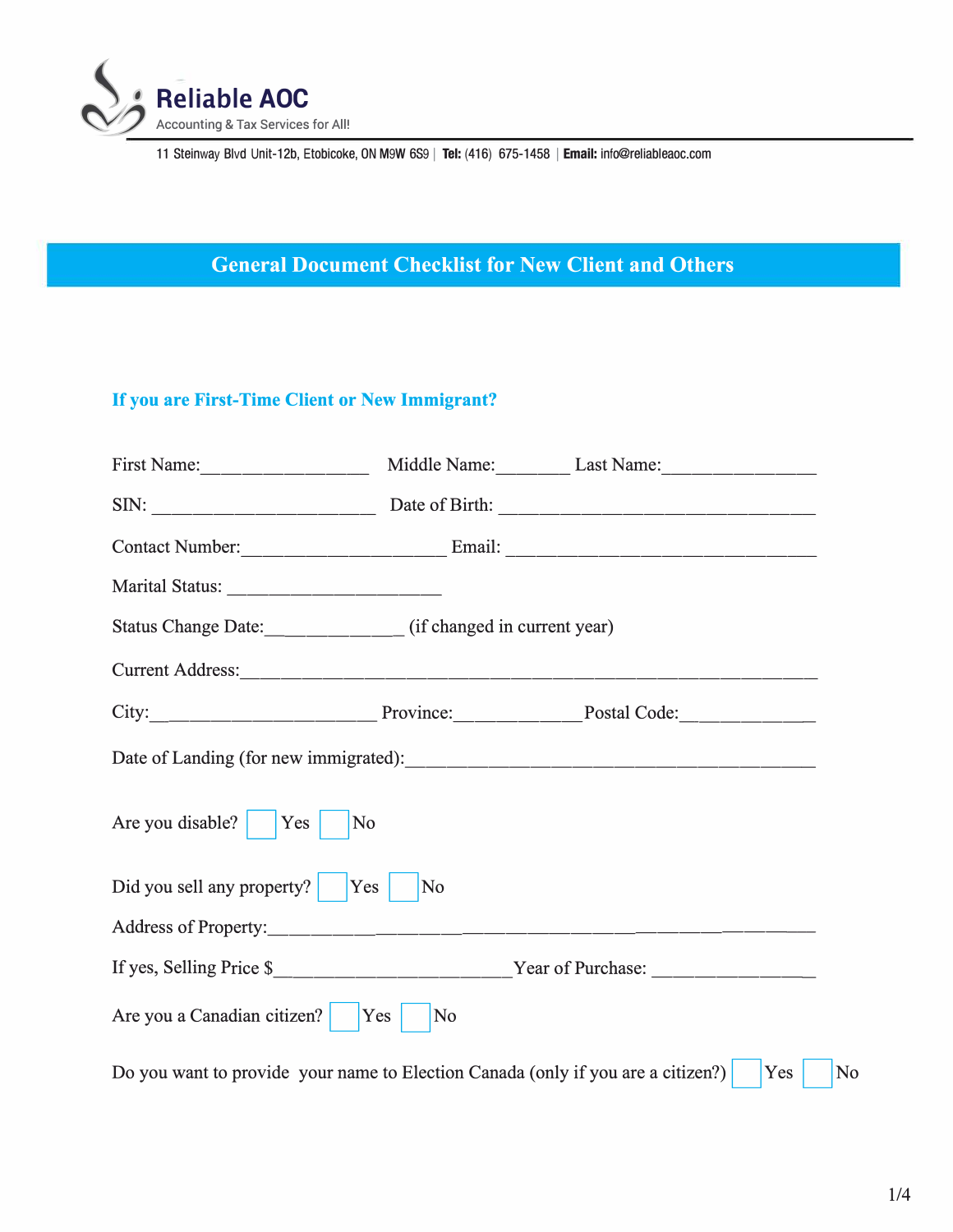**Reliable AOC**
Accounting & Tax Services for All!

11 Steinway Blvd Unit-12b, Etobicoke, ON M9W 6S9 | **Tel:** (416) 675-1458 | **Email:** info@reliableaoc.com

# General Document Checklist for New Client and Others

## If you are First-Time Client or New Immigrant?

First Name:_________________ Middle Name:________ Last Name:________________

SIN: _______________________ Date of Birth: _________________________________

Contact Number:_____________________ Email: _________________________________

Marital Status: ______________________

Status Change Date:______________ (if changed in current year)

Current Address:___________________________________________________________

City:______________________ Province:_____________Postal Code:_____________

Date of Landing (for new immigrated):___________________________________________

Are you disable? ☐ Yes ☐ No

Did you sell any property? ☐ Yes ☐ No

Address of Property:_______________________________________________________

If yes, Selling Price $________________________Year of Purchase: ________________

Are you a Canadian citizen? ☐ Yes ☐ No

Do you want to provide your name to Election Canada (only if you are a citizen?) ☐ Yes ☐ No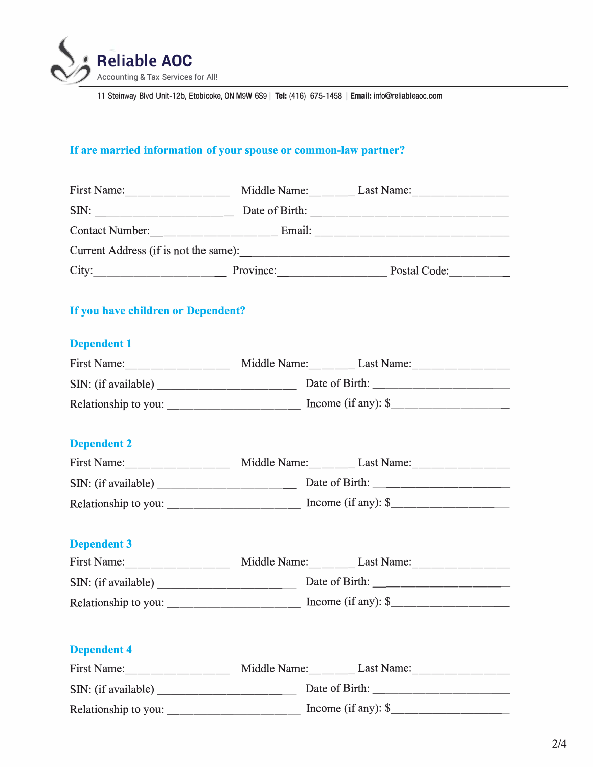**Reliable AOC**
Accounting & Tax Services for All!

11 Steinway Blvd Unit-12b, Etobicoke, ON M9W 6S9 | **Tel:** (416) 675-1458 | **Email:** info@reliableaoc.com

## If are married information of your spouse or common-law partner?

First Name:__________________ Middle Name:________ Last Name:________________

SIN: ________________________ Date of Birth: ___________________________________

Contact Number:______________________ Email: ________________________________

Current Address (if is not the same):_____________________________________________

City:_______________________ Province:___________________ Postal Code:__________

## If you have children or Dependent?

### Dependent 1

First Name:__________________ Middle Name:________ Last Name:________________

SIN: (if available) ________________________ Date of Birth: ________________________

Relationship to you: _______________________ Income (if any): $___________________

### Dependent 2

First Name:__________________ Middle Name:________ Last Name:________________

SIN: (if available) ________________________ Date of Birth: ________________________

Relationship to you: _______________________ Income (if any): $___________________

### Dependent 3

First Name:__________________ Middle Name:________ Last Name:________________

SIN: (if available) ________________________ Date of Birth: ________________________

Relationship to you: _______________________ Income (if any): $___________________

### Dependent 4

First Name:__________________ Middle Name:________ Last Name:________________

SIN: (if available) ________________________ Date of Birth: ________________________

Relationship to you: _______________________ Income (if any): $___________________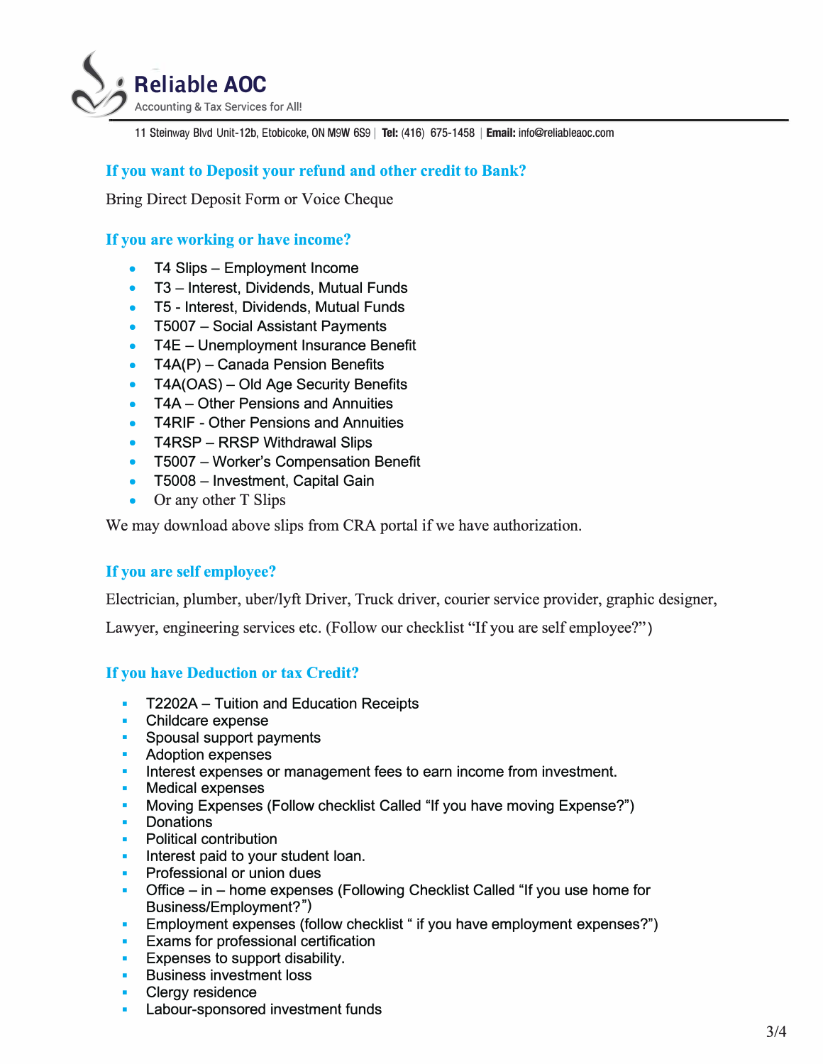## If you want to Deposit your refund and other credit to Bank?

Bring Direct Deposit Form or Voice Cheque

## If you are working or have income?

- T4 Slips – Employment Income
- T3 – Interest, Dividends, Mutual Funds
- T5 - Interest, Dividends, Mutual Funds
- T5007 – Social Assistant Payments
- T4E – Unemployment Insurance Benefit
- T4A(P) – Canada Pension Benefits
- T4A(OAS) – Old Age Security Benefits
- T4A – Other Pensions and Annuities
- T4RIF - Other Pensions and Annuities
- T4RSP – RRSP Withdrawal Slips
- T5007 – Worker's Compensation Benefit
- T5008 – Investment, Capital Gain
- Or any other T Slips

We may download above slips from CRA portal if we have authorization.

## If you are self employee?

Electrician, plumber, uber/lyft Driver, Truck driver, courier service provider, graphic designer, Lawyer, engineering services etc. (Follow our checklist "If you are self employee?")

## If you have Deduction or tax Credit?

- T2202A – Tuition and Education Receipts
- Childcare expense
- Spousal support payments
- Adoption expenses
- Interest expenses or management fees to earn income from investment.
- Medical expenses
- Moving Expenses (Follow checklist Called "If you have moving Expense?")
- Donations
- Political contribution
- Interest paid to your student loan.
- Professional or union dues
- Office – in – home expenses (Following Checklist Called "If you use home for Business/Employment?")
- Employment expenses (follow checklist " if you have employment expenses?")
- Exams for professional certification
- Expenses to support disability.
- Business investment loss
- Clergy residence
- Labour-sponsored investment funds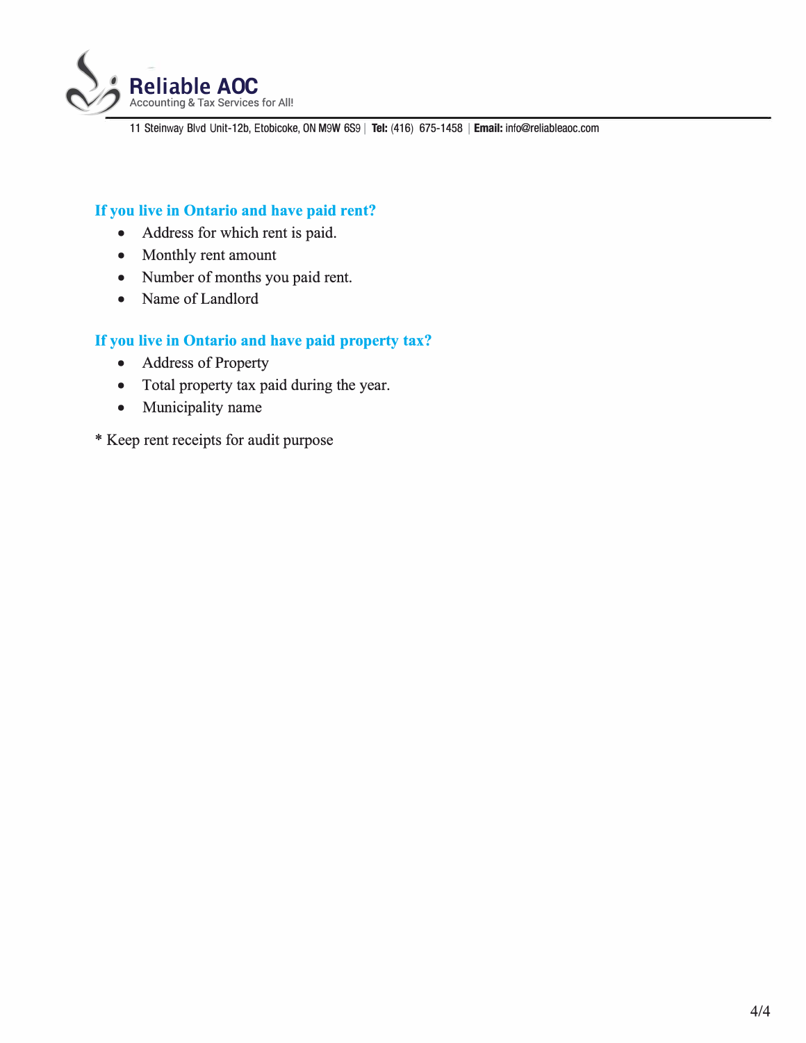### If you live in Ontario and have paid rent?

- Address for which rent is paid.
- Monthly rent amount
- Number of months you paid rent.
- Name of Landlord

### If you live in Ontario and have paid property tax?

- Address of Property
- Total property tax paid during the year.
- Municipality name

* Keep rent receipts for audit purpose